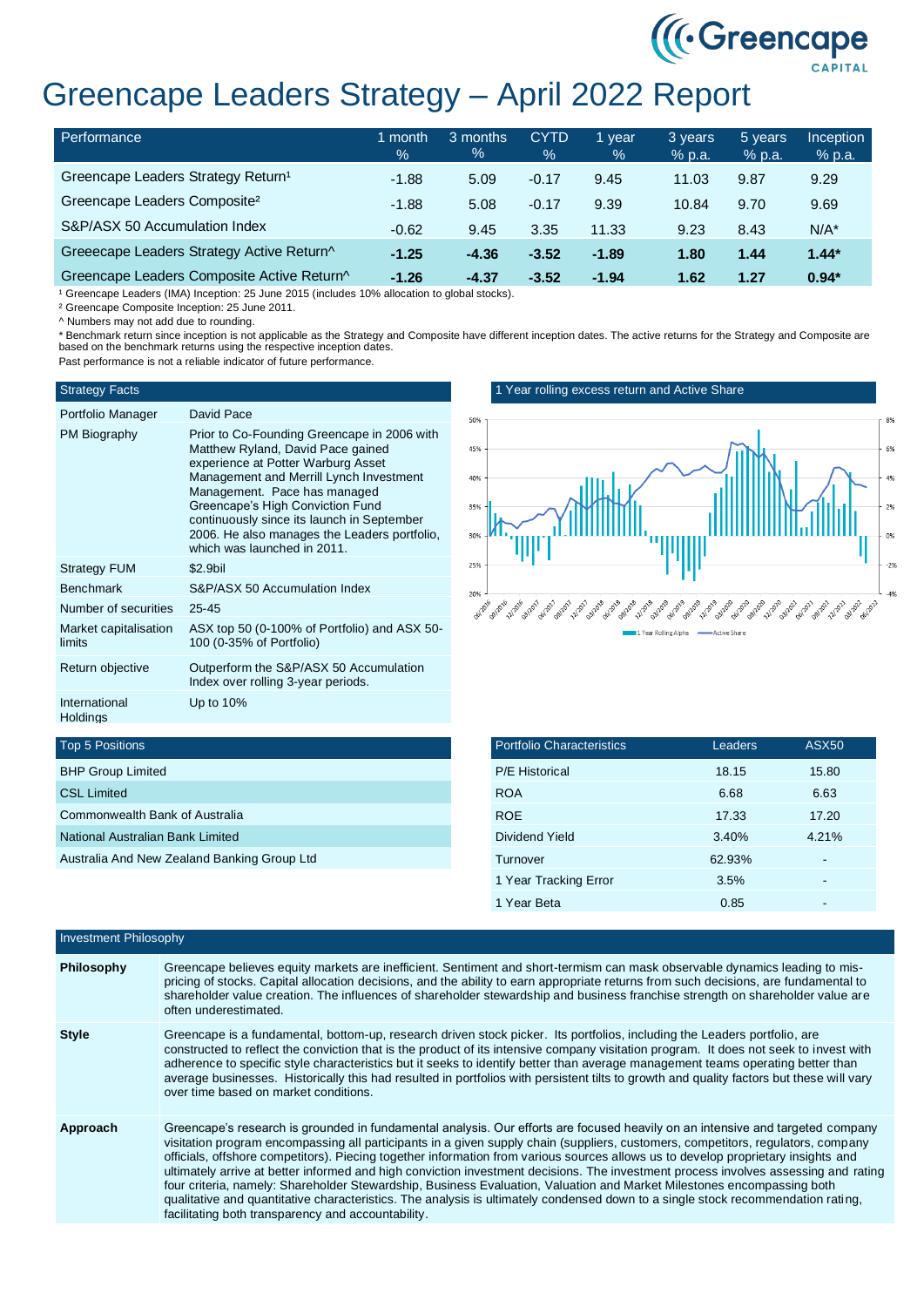# Greencape Leaders Strategy – April 2022 Report

| Performance | 1 month % | 3 months % | CYTD % | 1 year % | 3 years % p.a. | 5 years % p.a. | Inception % p.a. |
|---|---|---|---|---|---|---|---|
| Greencape Leaders Strategy Return[1] | -1.88 | 5.09 | -0.17 | 9.45 | 11.03 | 9.87 | 9.29 |
| Greencape Leaders Composite[2] | -1.88 | 5.08 | -0.17 | 9.39 | 10.84 | 9.70 | 9.69 |
| S&P/ASX 50 Accumulation Index | -0.62 | 9.45 | 3.35 | 11.33 | 9.23 | 8.43 | N/A* |
| **Greeecape Leaders Strategy Active Return^** | **-1.25** | **-4.36** | **-3.52** | **-1.89** | **1.80** | **1.44** | **1.44*** |
| **Greencape Leaders Composite Active Return^** | **-1.26** | **-4.37** | **-3.52** | **-1.94** | **1.62** | **1.27** | **0.94*** |

[1] Greencape Leaders (IMA) Inception: 25 June 2015 (includes 10% allocation to global stocks).
[2] Greencape Composite Inception: 25 June 2011.
^ Numbers may not add due to rounding.
* Benchmark return since inception is not applicable as the Strategy and Composite have different inception dates. The active returns for the Strategy and Composite are based on the benchmark returns using the respective inception dates.
Past performance is not a reliable indicator of future performance.

## Strategy Facts

| | |
|---|---|
| Portfolio Manager | David Pace |
| PM Biography | Prior to Co-Founding Greencape in 2006 with Matthew Ryland, David Pace gained experience at Potter Warburg Asset Management and Merrill Lynch Investment Management. Pace has managed Greencape's High Conviction Fund continuously since its launch in September 2006. He also manages the Leaders portfolio, which was launched in 2011. |
| Strategy FUM | $2.9bil |
| Benchmark | S&P/ASX 50 Accumulation Index |
| Number of securities | 25-45 |
| Market capitalisation limits | ASX top 50 (0-100% of Portfolio) and ASX 50-100 (0-35% of Portfolio) |
| Return objective | Outperform the S&P/ASX 50 Accumulation Index over rolling 3-year periods. |
| International Holdings | Up to 10% |

## 1 Year rolling excess return and Active Share

Legend: 1 Year Rolling Alpha; Active Share

## Top 5 Positions

- BHP Group Limited
- CSL Limited
- Commonwealth Bank of Australia
- National Australian Bank Limited
- Australia And New Zealand Banking Group Ltd

## Portfolio Characteristics

| Portfolio Characteristics | Leaders | ASX50 |
|---|---|---|
| P/E Historical | 18.15 | 15.80 |
| ROA | 6.68 | 6.63 |
| ROE | 17.33 | 17.20 |
| Dividend Yield | 3.40% | 4.21% |
| Turnover | 62.93% | - |
| 1 Year Tracking Error | 3.5% | - |
| 1 Year Beta | 0.85 | - |

## Investment Philosophy

**Philosophy**

Greencape believes equity markets are inefficient. Sentiment and short-termism can mask observable dynamics leading to mis-pricing of stocks. Capital allocation decisions, and the ability to earn appropriate returns from such decisions, are fundamental to shareholder value creation. The influences of shareholder stewardship and business franchise strength on shareholder value are often underestimated.

**Style**

Greencape is a fundamental, bottom-up, research driven stock picker. Its portfolios, including the Leaders portfolio, are constructed to reflect the conviction that is the product of its intensive company visitation program. It does not seek to invest with adherence to specific style characteristics but it seeks to identify better than average management teams operating better than average businesses. Historically this had resulted in portfolios with persistent tilts to growth and quality factors but these will vary over time based on market conditions.

**Approach**

Greencape's research is grounded in fundamental analysis. Our efforts are focused heavily on an intensive and targeted company visitation program encompassing all participants in a given supply chain (suppliers, customers, competitors, regulators, company officials, offshore competitors). Piecing together information from various sources allows us to develop proprietary insights and ultimately arrive at better informed and high conviction investment decisions. The investment process involves assessing and rating four criteria, namely: Shareholder Stewardship, Business Evaluation, Valuation and Market Milestones encompassing both qualitative and quantitative characteristics. The analysis is ultimately condensed down to a single stock recommendation rating, facilitating both transparency and accountability.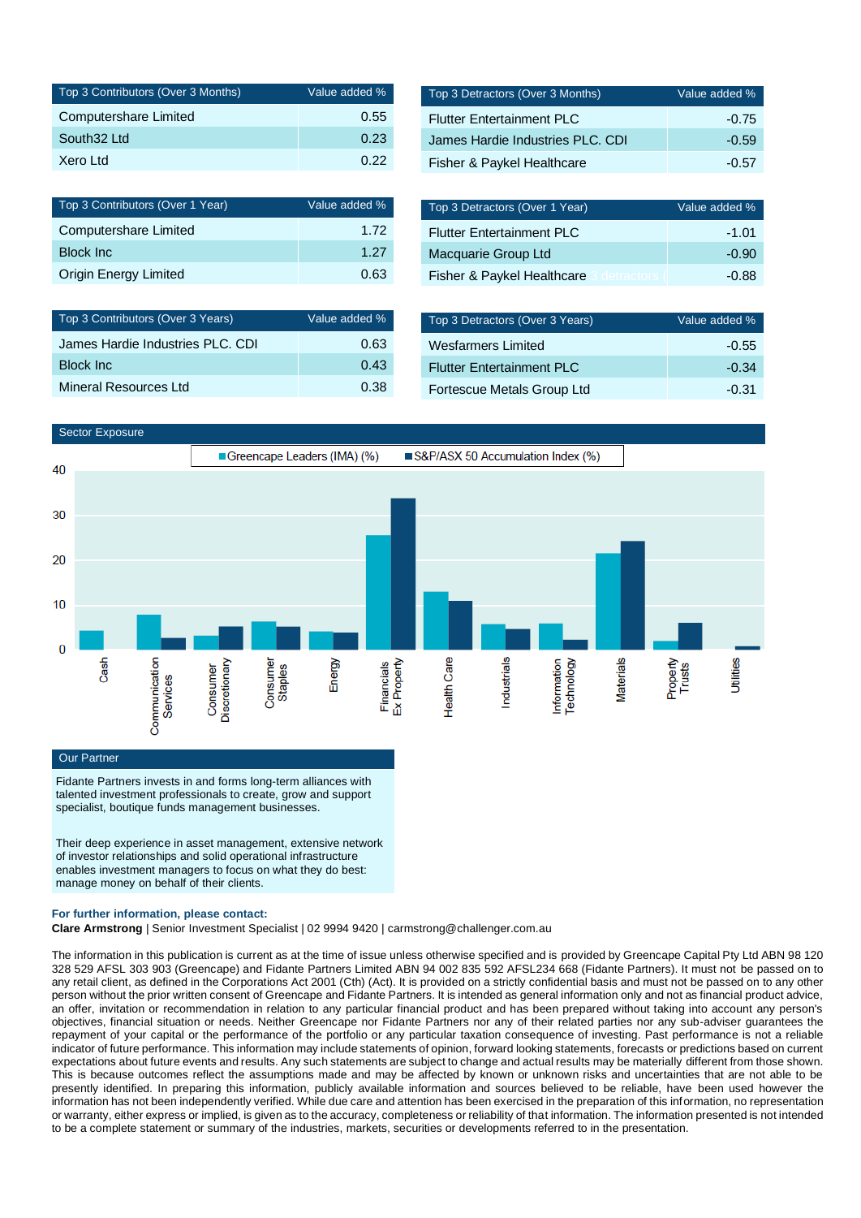| Top 3 Contributors (Over 3 Months) | Value added % |
|---|---|
| Computershare Limited | 0.55 |
| South32 Ltd | 0.23 |
| Xero Ltd | 0.22 |

| Top 3 Detractors (Over 3 Months) | Value added % |
|---|---|
| Flutter Entertainment PLC | -0.75 |
| James Hardie Industries PLC. CDI | -0.59 |
| Fisher & Paykel Healthcare | -0.57 |

| Top 3 Contributors (Over 1 Year) | Value added % |
|---|---|
| Computershare Limited | 1.72 |
| Block Inc | 1.27 |
| Origin Energy Limited | 0.63 |

| Top 3 Detractors (Over 1 Year) | Value added % |
|---|---|
| Flutter Entertainment PLC | -1.01 |
| Macquarie Group Ltd | -0.90 |
| Fisher & Paykel Healthcare | -0.88 |

| Top 3 Contributors (Over 3 Years) | Value added % |
|---|---|
| James Hardie Industries PLC. CDI | 0.63 |
| Block Inc | 0.43 |
| Mineral Resources Ltd | 0.38 |

| Top 3 Detractors (Over 3 Years) | Value added % |
|---|---|
| Wesfarmers Limited | -0.55 |
| Flutter Entertainment PLC | -0.34 |
| Fortescue Metals Group Ltd | -0.31 |

## Sector Exposure

Greencape Leaders (IMA) (%)
S&P/ASX 50 Accumulation Index (%)

40
30
20
10
0

Cash
Communication Services
Consumer Discretionary
Consumer Staples
Energy
Financials Ex Property
Health Care
Industrials
Information Technology
Materials
Property Trusts
Utilities

## Our Partner

Fidante Partners invests in and forms long-term alliances with talented investment professionals to create, grow and support specialist, boutique funds management businesses.

Their deep experience in asset management, extensive network of investor relationships and solid operational infrastructure enables investment managers to focus on what they do best: manage money on behalf of their clients.

**For further information, please contact:**

**Clare Armstrong** | Senior Investment Specialist | 02 9994 9420 | carmstrong@challenger.com.au

The information in this publication is current as at the time of issue unless otherwise specified and is provided by Greencape Capital Pty Ltd ABN 98 120 328 529 AFSL 303 903 (Greencape) and Fidante Partners Limited ABN 94 002 835 592 AFSL234 668 (Fidante Partners). It must not be passed on to any retail client, as defined in the Corporations Act 2001 (Cth) (Act). It is provided on a strictly confidential basis and must not be passed on to any other person without the prior written consent of Greencape and Fidante Partners. It is intended as general information only and not as financial product advice, an offer, invitation or recommendation in relation to any particular financial product and has been prepared without taking into account any person's objectives, financial situation or needs. Neither Greencape nor Fidante Partners nor any of their related parties nor any sub-adviser guarantees the repayment of your capital or the performance of the portfolio or any particular taxation consequence of investing. Past performance is not a reliable indicator of future performance. This information may include statements of opinion, forward looking statements, forecasts or predictions based on current expectations about future events and results. Any such statements are subject to change and actual results may be materially different from those shown. This is because outcomes reflect the assumptions made and may be affected by known or unknown risks and uncertainties that are not able to be presently identified. In preparing this information, publicly available information and sources believed to be reliable, have been used however the information has not been independently verified. While due care and attention has been exercised in the preparation of this information, no representation or warranty, either express or implied, is given as to the accuracy, completeness or reliability of that information. The information presented is not intended to be a complete statement or summary of the industries, markets, securities or developments referred to in the presentation.